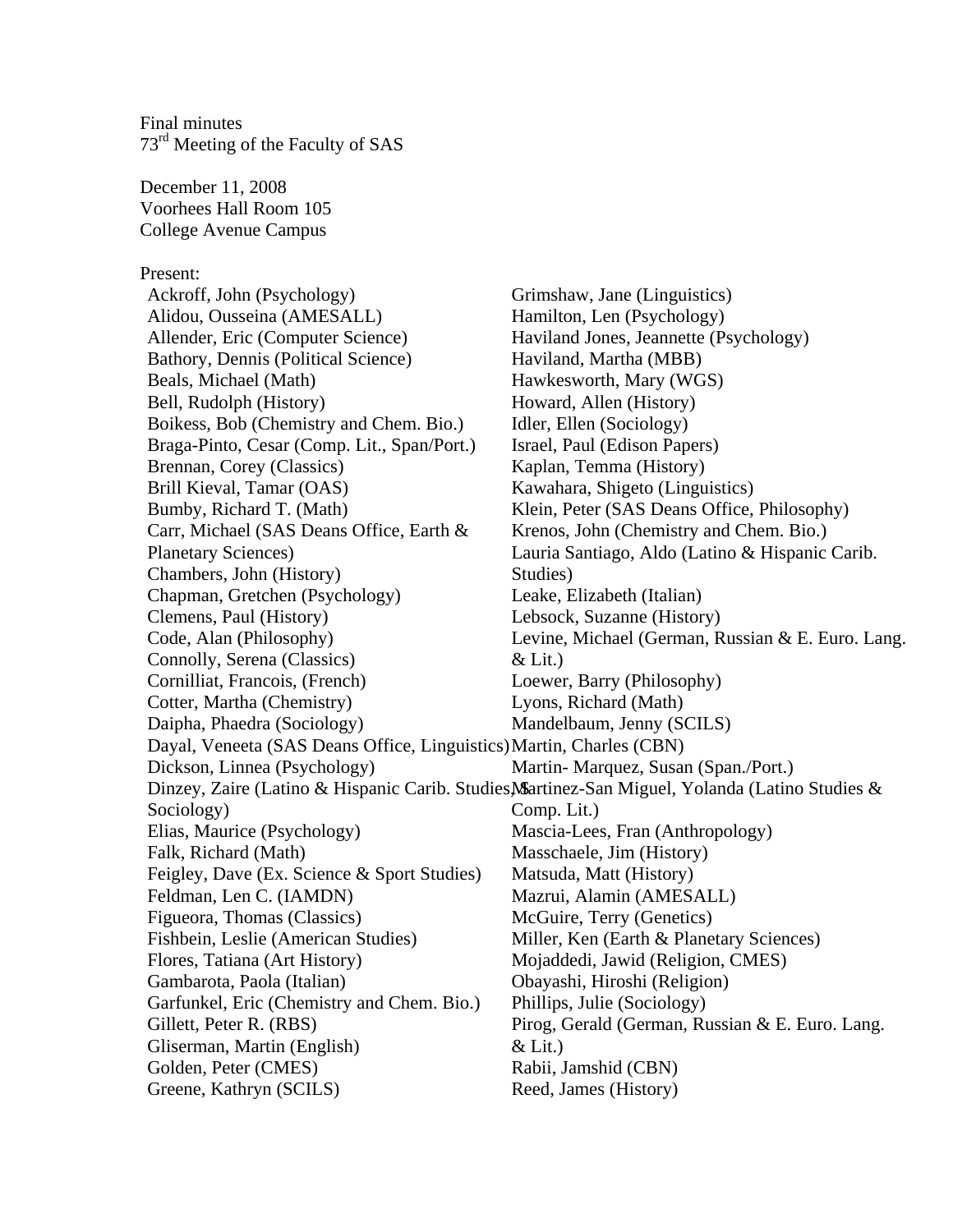Final minutes
73rd Meeting of the Faculty of SAS

December 11, 2008
Voorhees Hall Room 105
College Avenue Campus

Present:

Ackroff, John (Psychology)
Alidou, Ousseina (AMESALL)
Allender, Eric (Computer Science)
Bathory, Dennis (Political Science)
Beals, Michael (Math)
Bell, Rudolph (History)
Boikess, Bob (Chemistry and Chem. Bio.)
Braga-Pinto, Cesar (Comp. Lit., Span/Port.)
Brennan, Corey (Classics)
Brill Kieval, Tamar (OAS)
Bumby, Richard T. (Math)
Carr, Michael (SAS Deans Office, Earth & Planetary Sciences)
Chambers, John (History)
Chapman, Gretchen (Psychology)
Clemens, Paul (History)
Code, Alan (Philosophy)
Connolly, Serena (Classics)
Cornilliat, Francois, (French)
Cotter, Martha (Chemistry)
Daipha, Phaedra (Sociology)
Dayal, Veneeta (SAS Deans Office, Linguistics)
Dickson, Linnea (Psychology)
Dinzey, Zaire (Latino & Hispanic Carib. Studies, Sociology)
Elias, Maurice (Psychology)
Falk, Richard (Math)
Feigley, Dave (Ex. Science & Sport Studies)
Feldman, Len C. (IAMDN)
Figueora, Thomas (Classics)
Fishbein, Leslie (American Studies)
Flores, Tatiana (Art History)
Gambarota, Paola (Italian)
Garfunkel, Eric (Chemistry and Chem. Bio.)
Gillett, Peter R. (RBS)
Gliserman, Martin (English)
Golden, Peter (CMES)
Greene, Kathryn (SCILS)
Grimshaw, Jane (Linguistics)
Hamilton, Len (Psychology)
Haviland Jones, Jeannette (Psychology)
Haviland, Martha (MBB)
Hawkesworth, Mary (WGS)
Howard, Allen (History)
Idler, Ellen (Sociology)
Israel, Paul (Edison Papers)
Kaplan, Temma (History)
Kawahara, Shigeto (Linguistics)
Klein, Peter (SAS Deans Office, Philosophy)
Krenos, John (Chemistry and Chem. Bio.)
Lauria Santiago, Aldo (Latino & Hispanic Carib. Studies)
Leake, Elizabeth (Italian)
Lebsock, Suzanne (History)
Levine, Michael (German, Russian & E. Euro. Lang. & Lit.)
Loewer, Barry (Philosophy)
Lyons, Richard (Math)
Mandelbaum, Jenny (SCILS)
Martin, Charles (CBN)
Martin- Marquez, Susan (Span./Port.)
Martinez-San Miguel, Yolanda (Latino Studies & Comp. Lit.)
Mascia-Lees, Fran (Anthropology)
Masschaele, Jim (History)
Matsuda, Matt (History)
Mazrui, Alamin (AMESALL)
McGuire, Terry (Genetics)
Miller, Ken (Earth & Planetary Sciences)
Mojaddedi, Jawid (Religion, CMES)
Obayashi, Hiroshi (Religion)
Phillips, Julie (Sociology)
Pirog, Gerald (German, Russian & E. Euro. Lang. & Lit.)
Rabii, Jamshid (CBN)
Reed, James (History)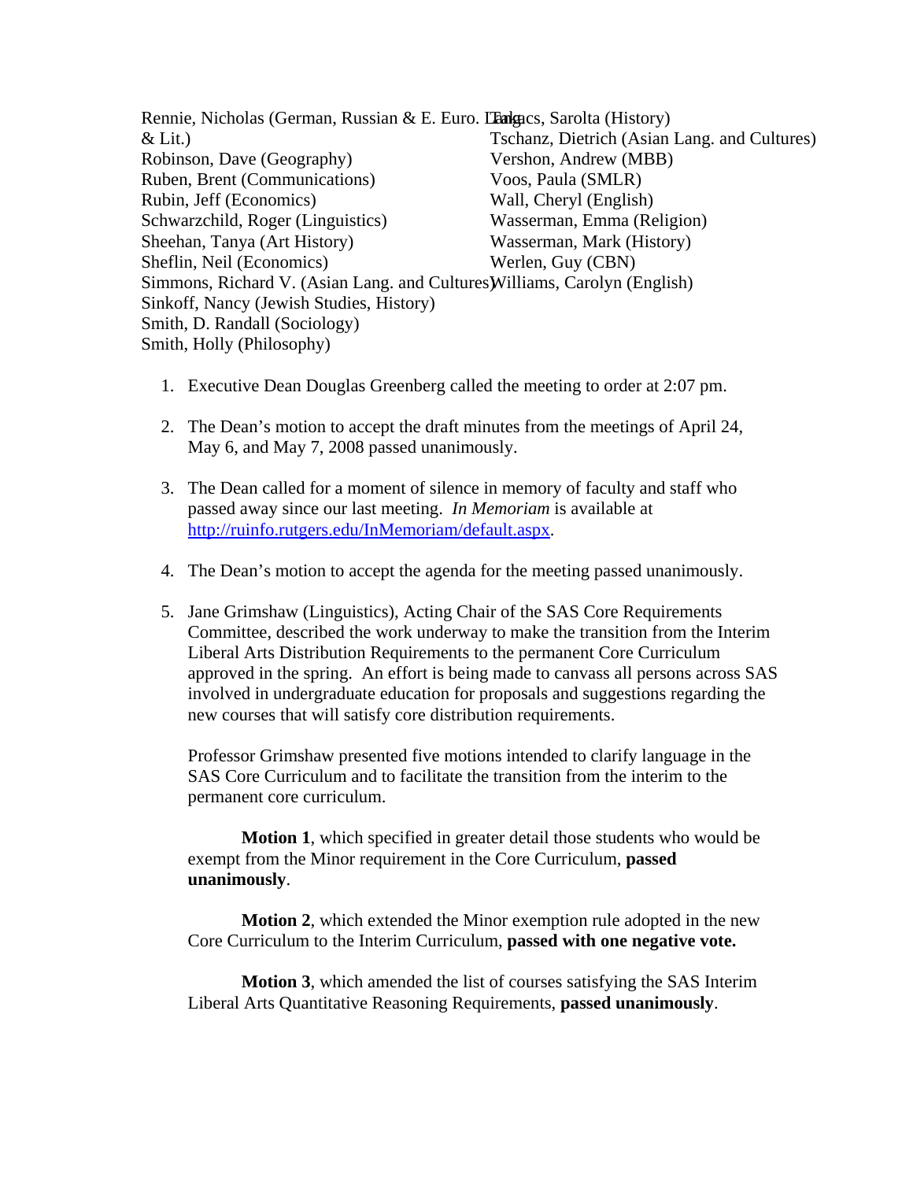Rennie, Nicholas (German, Russian & E. Euro. Lang. & Lit.)
Robinson, Dave (Geography)
Ruben, Brent (Communications)
Rubin, Jeff (Economics)
Schwarzchild, Roger (Linguistics)
Sheehan, Tanya (Art History)
Sheflin, Neil (Economics)
Simmons, Richard V. (Asian Lang. and Cultures)
Sinkoff, Nancy (Jewish Studies, History)
Smith, D. Randall (Sociology)
Smith, Holly (Philosophy)
Takacs, Sarolta (History)
Tschanz, Dietrich (Asian Lang. and Cultures)
Vershon, Andrew (MBB)
Voos, Paula (SMLR)
Wall, Cheryl (English)
Wasserman, Emma (Religion)
Wasserman, Mark (History)
Werlen, Guy (CBN)
Williams, Carolyn (English)

1. Executive Dean Douglas Greenberg called the meeting to order at 2:07 pm.

2. The Dean's motion to accept the draft minutes from the meetings of April 24, May 6, and May 7, 2008 passed unanimously.

3. The Dean called for a moment of silence in memory of faculty and staff who passed away since our last meeting. *In Memoriam* is available at http://ruinfo.rutgers.edu/InMemoriam/default.aspx.

4. The Dean's motion to accept the agenda for the meeting passed unanimously.

5. Jane Grimshaw (Linguistics), Acting Chair of the SAS Core Requirements Committee, described the work underway to make the transition from the Interim Liberal Arts Distribution Requirements to the permanent Core Curriculum approved in the spring. An effort is being made to canvass all persons across SAS involved in undergraduate education for proposals and suggestions regarding the new courses that will satisfy core distribution requirements.

   Professor Grimshaw presented five motions intended to clarify language in the SAS Core Curriculum and to facilitate the transition from the interim to the permanent core curriculum.

   **Motion 1**, which specified in greater detail those students who would be exempt from the Minor requirement in the Core Curriculum, **passed unanimously**.

   **Motion 2**, which extended the Minor exemption rule adopted in the new Core Curriculum to the Interim Curriculum, **passed with one negative vote.**

   **Motion 3**, which amended the list of courses satisfying the SAS Interim Liberal Arts Quantitative Reasoning Requirements, **passed unanimously**.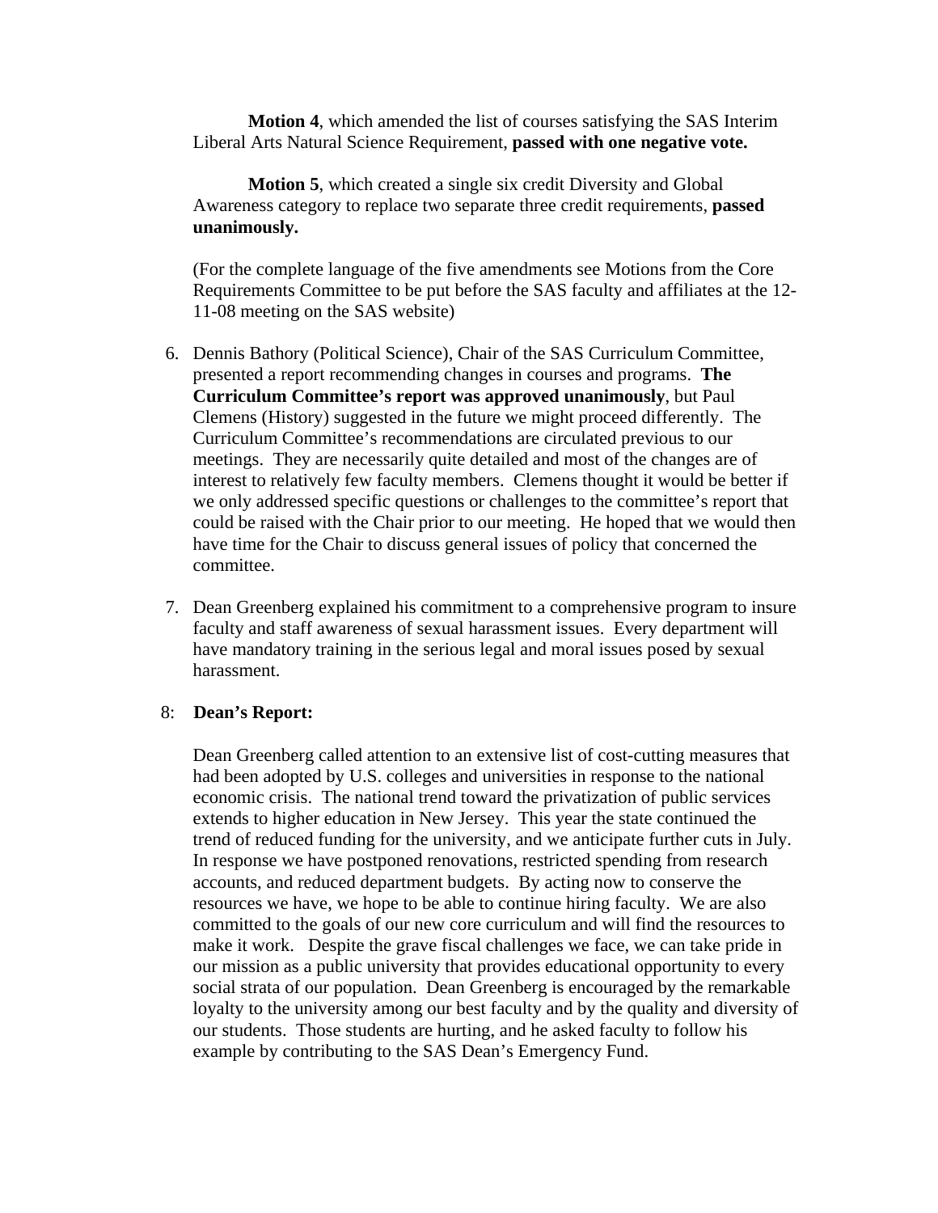**Motion 4**, which amended the list of courses satisfying the SAS Interim Liberal Arts Natural Science Requirement, **passed with one negative vote.**

**Motion 5**, which created a single six credit Diversity and Global Awareness category to replace two separate three credit requirements, **passed unanimously.**

(For the complete language of the five amendments see Motions from the Core Requirements Committee to be put before the SAS faculty and affiliates at the 12-11-08 meeting on the SAS website)

6. Dennis Bathory (Political Science), Chair of the SAS Curriculum Committee, presented a report recommending changes in courses and programs. **The Curriculum Committee's report was approved unanimously**, but Paul Clemens (History) suggested in the future we might proceed differently. The Curriculum Committee's recommendations are circulated previous to our meetings. They are necessarily quite detailed and most of the changes are of interest to relatively few faculty members. Clemens thought it would be better if we only addressed specific questions or challenges to the committee's report that could be raised with the Chair prior to our meeting. He hoped that we would then have time for the Chair to discuss general issues of policy that concerned the committee.

7. Dean Greenberg explained his commitment to a comprehensive program to insure faculty and staff awareness of sexual harassment issues. Every department will have mandatory training in the serious legal and moral issues posed by sexual harassment.

8: **Dean's Report:**

Dean Greenberg called attention to an extensive list of cost-cutting measures that had been adopted by U.S. colleges and universities in response to the national economic crisis. The national trend toward the privatization of public services extends to higher education in New Jersey. This year the state continued the trend of reduced funding for the university, and we anticipate further cuts in July. In response we have postponed renovations, restricted spending from research accounts, and reduced department budgets. By acting now to conserve the resources we have, we hope to be able to continue hiring faculty. We are also committed to the goals of our new core curriculum and will find the resources to make it work. Despite the grave fiscal challenges we face, we can take pride in our mission as a public university that provides educational opportunity to every social strata of our population. Dean Greenberg is encouraged by the remarkable loyalty to the university among our best faculty and by the quality and diversity of our students. Those students are hurting, and he asked faculty to follow his example by contributing to the SAS Dean's Emergency Fund.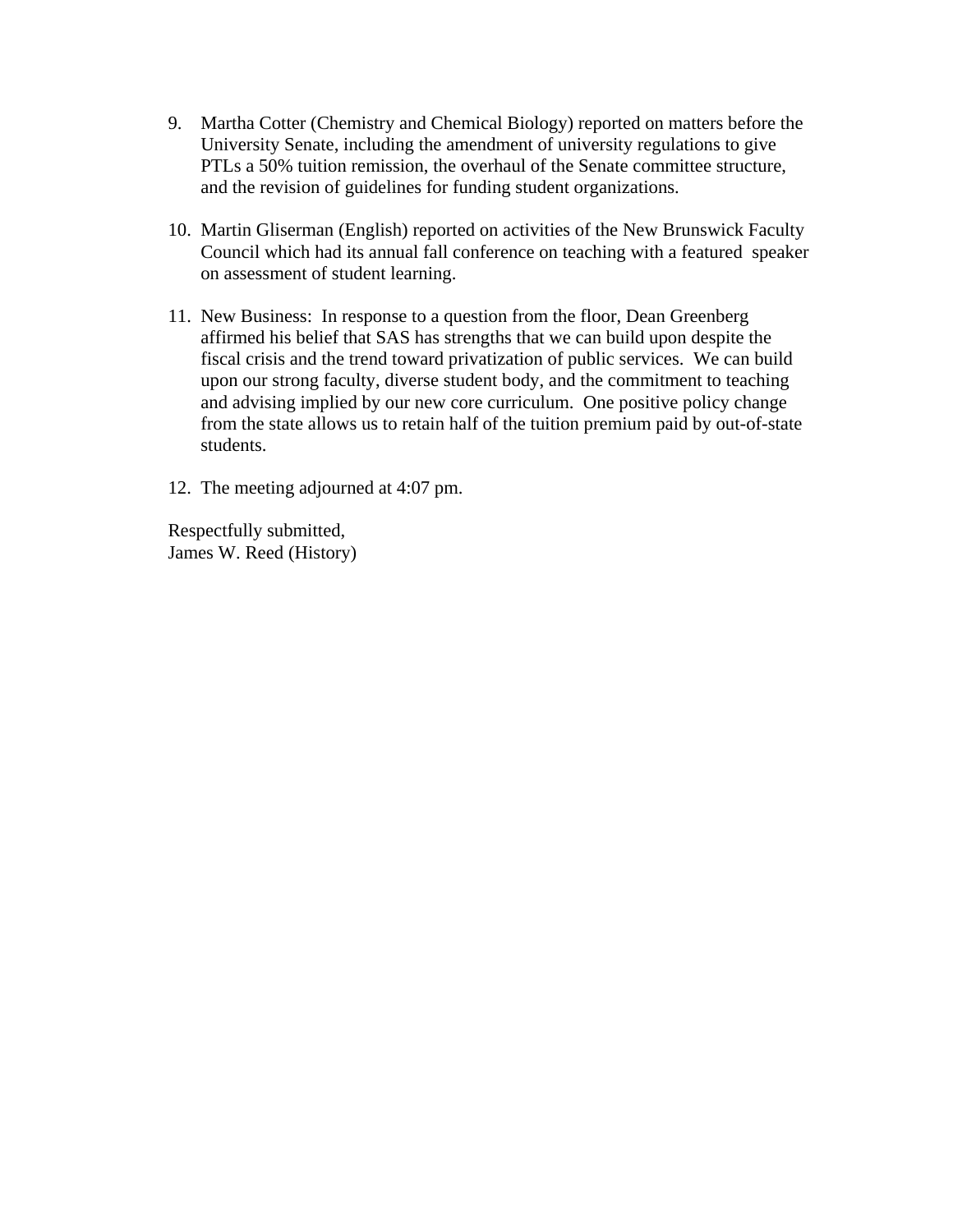9. Martha Cotter (Chemistry and Chemical Biology) reported on matters before the University Senate, including the amendment of university regulations to give PTLs a 50% tuition remission, the overhaul of the Senate committee structure, and the revision of guidelines for funding student organizations.

10. Martin Gliserman (English) reported on activities of the New Brunswick Faculty Council which had its annual fall conference on teaching with a featured speaker on assessment of student learning.

11. New Business: In response to a question from the floor, Dean Greenberg affirmed his belief that SAS has strengths that we can build upon despite the fiscal crisis and the trend toward privatization of public services. We can build upon our strong faculty, diverse student body, and the commitment to teaching and advising implied by our new core curriculum. One positive policy change from the state allows us to retain half of the tuition premium paid by out-of-state students.

12. The meeting adjourned at 4:07 pm.

Respectfully submitted,
James W. Reed (History)